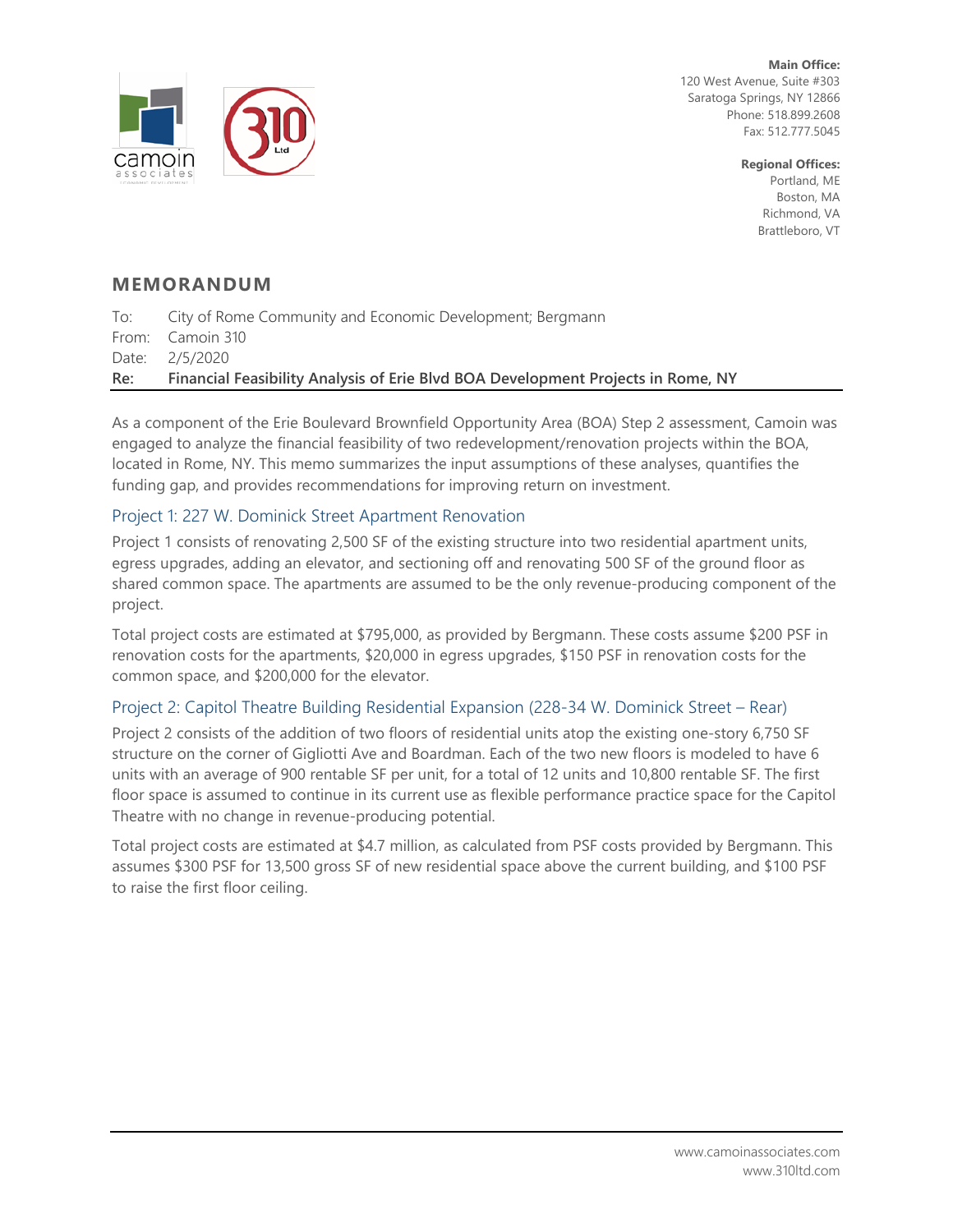**Main Office:**
120 West Avenue, Suite #303
Saratoga Springs, NY 12866
Phone: 518.899.2608
Fax: 512.777.5045

**Regional Offices:**
Portland, ME
Boston, MA
Richmond, VA
Brattleboro, VT

# MEMORANDUM

To: City of Rome Community and Economic Development; Bergmann
From: Camoin 310
Date: 2/5/2020
**Re: Financial Feasibility Analysis of Erie Blvd BOA Development Projects in Rome, NY**

As a component of the Erie Boulevard Brownfield Opportunity Area (BOA) Step 2 assessment, Camoin was engaged to analyze the financial feasibility of two redevelopment/renovation projects within the BOA, located in Rome, NY. This memo summarizes the input assumptions of these analyses, quantifies the funding gap, and provides recommendations for improving return on investment.

## Project 1: 227 W. Dominick Street Apartment Renovation

Project 1 consists of renovating 2,500 SF of the existing structure into two residential apartment units, egress upgrades, adding an elevator, and sectioning off and renovating 500 SF of the ground floor as shared common space. The apartments are assumed to be the only revenue-producing component of the project.

Total project costs are estimated at $795,000, as provided by Bergmann. These costs assume $200 PSF in renovation costs for the apartments, $20,000 in egress upgrades, $150 PSF in renovation costs for the common space, and $200,000 for the elevator.

## Project 2: Capitol Theatre Building Residential Expansion (228-34 W. Dominick Street – Rear)

Project 2 consists of the addition of two floors of residential units atop the existing one-story 6,750 SF structure on the corner of Gigliotti Ave and Boardman. Each of the two new floors is modeled to have 6 units with an average of 900 rentable SF per unit, for a total of 12 units and 10,800 rentable SF. The first floor space is assumed to continue in its current use as flexible performance practice space for the Capitol Theatre with no change in revenue-producing potential.

Total project costs are estimated at $4.7 million, as calculated from PSF costs provided by Bergmann. This assumes $300 PSF for 13,500 gross SF of new residential space above the current building, and $100 PSF to raise the first floor ceiling.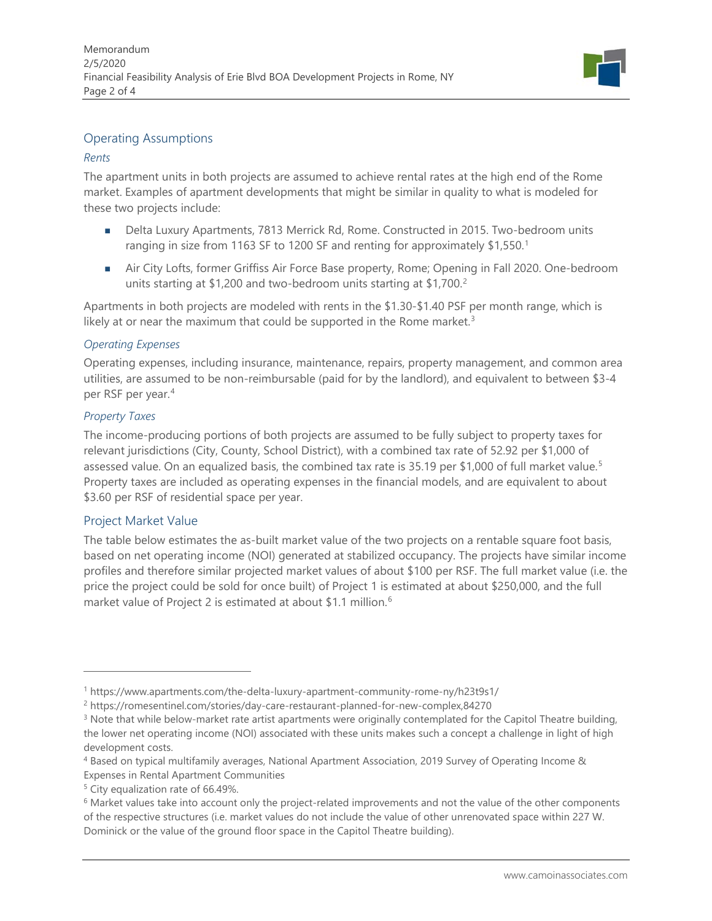## Operating Assumptions

### *Rents*

The apartment units in both projects are assumed to achieve rental rates at the high end of the Rome market. Examples of apartment developments that might be similar in quality to what is modeled for these two projects include:

- Delta Luxury Apartments, 7813 Merrick Rd, Rome. Constructed in 2015. Two-bedroom units ranging in size from 1163 SF to 1200 SF and renting for approximately $1,550.[1]
- Air City Lofts, former Griffiss Air Force Base property, Rome; Opening in Fall 2020. One-bedroom units starting at $1,200 and two-bedroom units starting at $1,700.[2]

Apartments in both projects are modeled with rents in the $1.30-$1.40 PSF per month range, which is likely at or near the maximum that could be supported in the Rome market.[3]

### *Operating Expenses*

Operating expenses, including insurance, maintenance, repairs, property management, and common area utilities, are assumed to be non-reimbursable (paid for by the landlord), and equivalent to between $3-4 per RSF per year.[4]

### *Property Taxes*

The income-producing portions of both projects are assumed to be fully subject to property taxes for relevant jurisdictions (City, County, School District), with a combined tax rate of 52.92 per $1,000 of assessed value. On an equalized basis, the combined tax rate is 35.19 per $1,000 of full market value.[5] Property taxes are included as operating expenses in the financial models, and are equivalent to about $3.60 per RSF of residential space per year.

## Project Market Value

The table below estimates the as-built market value of the two projects on a rentable square foot basis, based on net operating income (NOI) generated at stabilized occupancy. The projects have similar income profiles and therefore similar projected market values of about $100 per RSF. The full market value (i.e. the price the project could be sold for once built) of Project 1 is estimated at about $250,000, and the full market value of Project 2 is estimated at about $1.1 million.[6]

---

[1] https://www.apartments.com/the-delta-luxury-apartment-community-rome-ny/h23t9s1/

[2] https://romesentinel.com/stories/day-care-restaurant-planned-for-new-complex,84270

[3] Note that while below-market rate artist apartments were originally contemplated for the Capitol Theatre building, the lower net operating income (NOI) associated with these units makes such a concept a challenge in light of high development costs.

[4] Based on typical multifamily averages, National Apartment Association, 2019 Survey of Operating Income & Expenses in Rental Apartment Communities

[5] City equalization rate of 66.49%.

[6] Market values take into account only the project-related improvements and not the value of the other components of the respective structures (i.e. market values do not include the value of other unrenovated space within 227 W. Dominick or the value of the ground floor space in the Capitol Theatre building).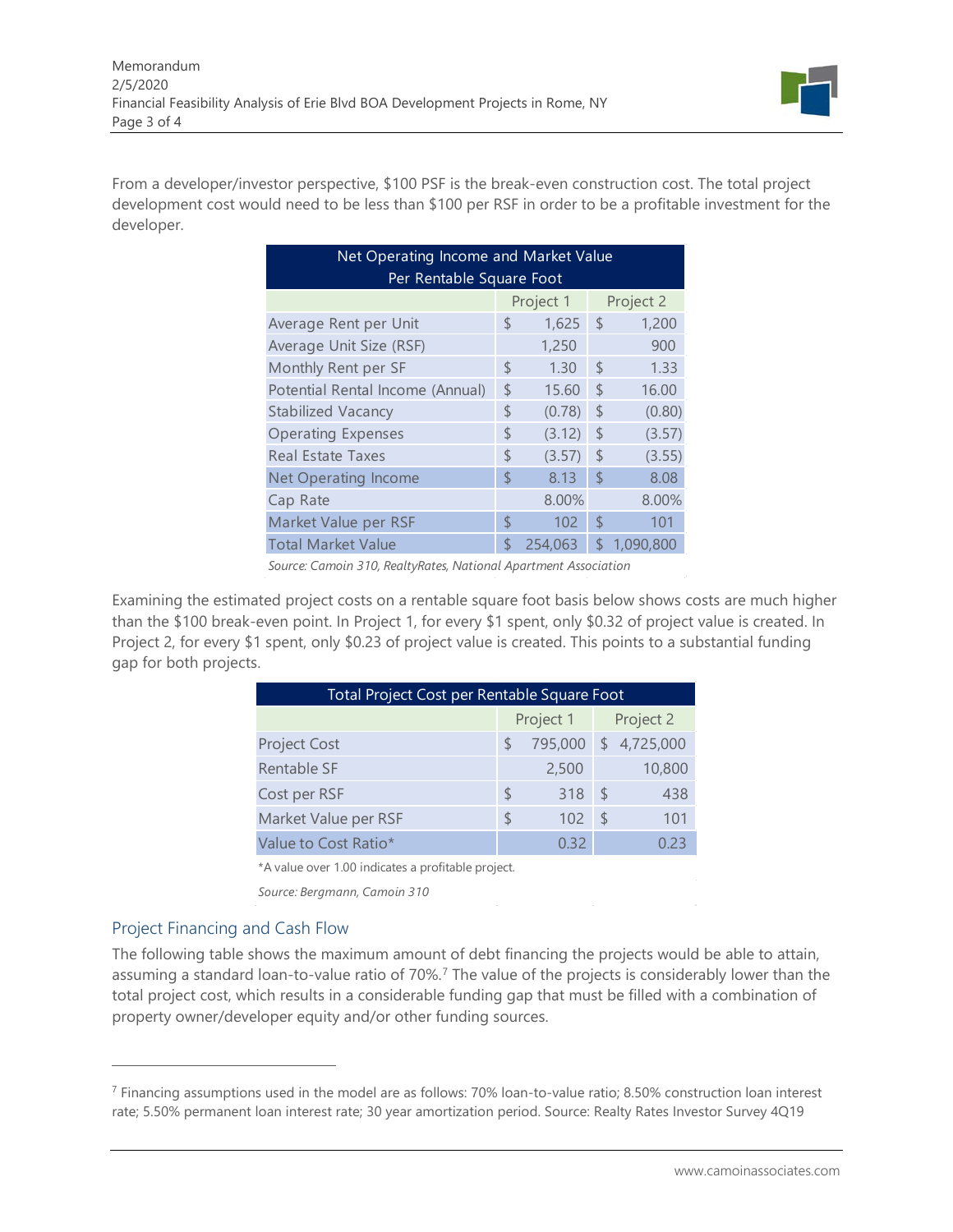From a developer/investor perspective, $100 PSF is the break-even construction cost. The total project development cost would need to be less than $100 per RSF in order to be a profitable investment for the developer.

| Net Operating Income and Market Value Per Rentable Square Foot | | |
|---|---|---|
| | Project 1 | Project 2 |
| Average Rent per Unit | $ 1,625 | $ 1,200 |
| Average Unit Size (RSF) | 1,250 | 900 |
| Monthly Rent per SF | $ 1.30 | $ 1.33 |
| Potential Rental Income (Annual) | $ 15.60 | $ 16.00 |
| Stabilized Vacancy | $ (0.78) | $ (0.80) |
| Operating Expenses | $ (3.12) | $ (3.57) |
| Real Estate Taxes | $ (3.57) | $ (3.55) |
| Net Operating Income | $ 8.13 | $ 8.08 |
| Cap Rate | 8.00% | 8.00% |
| Market Value per RSF | $ 102 | $ 101 |
| Total Market Value | $ 254,063 | $ 1,090,800 |

*Source: Camoin 310, RealtyRates, National Apartment Association*

Examining the estimated project costs on a rentable square foot basis below shows costs are much higher than the $100 break-even point. In Project 1, for every $1 spent, only $0.32 of project value is created. In Project 2, for every $1 spent, only $0.23 of project value is created. This points to a substantial funding gap for both projects.

| Total Project Cost per Rentable Square Foot | | |
|---|---|---|
| | Project 1 | Project 2 |
| Project Cost | $ 795,000 | $ 4,725,000 |
| Rentable SF | 2,500 | 10,800 |
| Cost per RSF | $ 318 | $ 438 |
| Market Value per RSF | $ 102 | $ 101 |
| Value to Cost Ratio* | 0.32 | 0.23 |

*A value over 1.00 indicates a profitable project.

*Source: Bergmann, Camoin 310*

## Project Financing and Cash Flow

The following table shows the maximum amount of debt financing the projects would be able to attain, assuming a standard loan-to-value ratio of 70%.[7] The value of the projects is considerably lower than the total project cost, which results in a considerable funding gap that must be filled with a combination of property owner/developer equity and/or other funding sources.

[7] Financing assumptions used in the model are as follows: 70% loan-to-value ratio; 8.50% construction loan interest rate; 5.50% permanent loan interest rate; 30 year amortization period. Source: Realty Rates Investor Survey 4Q19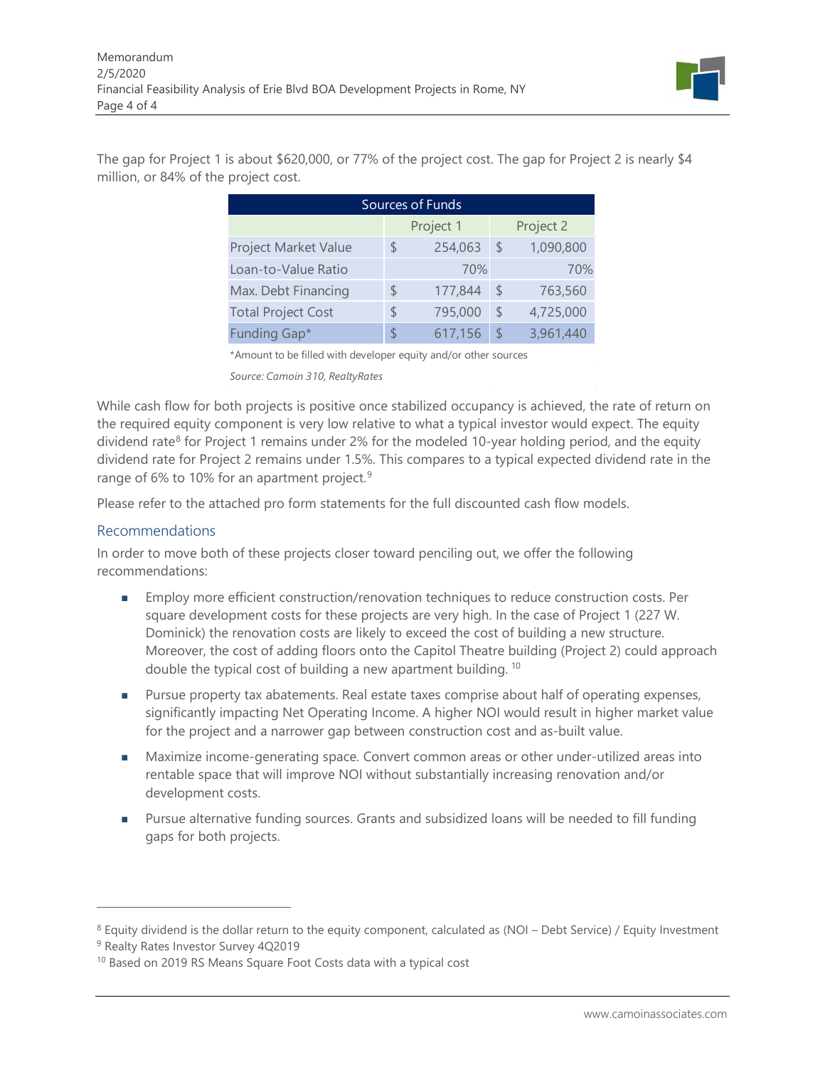The gap for Project 1 is about $620,000, or 77% of the project cost. The gap for Project 2 is nearly $4 million, or 84% of the project cost.

| Sources of Funds | | |
|---|---|---|
| | Project 1 | Project 2 |
| Project Market Value | $ 254,063 | $ 1,090,800 |
| Loan-to-Value Ratio | 70% | 70% |
| Max. Debt Financing | $ 177,844 | $ 763,560 |
| Total Project Cost | $ 795,000 | $ 4,725,000 |
| Funding Gap* | $ 617,156 | $ 3,961,440 |

*Amount to be filled with developer equity and/or other sources

*Source: Camoin 310, RealtyRates*

While cash flow for both projects is positive once stabilized occupancy is achieved, the rate of return on the required equity component is very low relative to what a typical investor would expect. The equity dividend rate[8] for Project 1 remains under 2% for the modeled 10-year holding period, and the equity dividend rate for Project 2 remains under 1.5%. This compares to a typical expected dividend rate in the range of 6% to 10% for an apartment project.[9]

Please refer to the attached pro form statements for the full discounted cash flow models.

## Recommendations

In order to move both of these projects closer toward penciling out, we offer the following recommendations:

- Employ more efficient construction/renovation techniques to reduce construction costs. Per square development costs for these projects are very high. In the case of Project 1 (227 W. Dominick) the renovation costs are likely to exceed the cost of building a new structure. Moreover, the cost of adding floors onto the Capitol Theatre building (Project 2) could approach double the typical cost of building a new apartment building. [10]
- Pursue property tax abatements. Real estate taxes comprise about half of operating expenses, significantly impacting Net Operating Income. A higher NOI would result in higher market value for the project and a narrower gap between construction cost and as-built value.
- Maximize income-generating space. Convert common areas or other under-utilized areas into rentable space that will improve NOI without substantially increasing renovation and/or development costs.
- Pursue alternative funding sources. Grants and subsidized loans will be needed to fill funding gaps for both projects.

---

[8] Equity dividend is the dollar return to the equity component, calculated as (NOI – Debt Service) / Equity Investment

[9] Realty Rates Investor Survey 4Q2019

[10] Based on 2019 RS Means Square Foot Costs data with a typical cost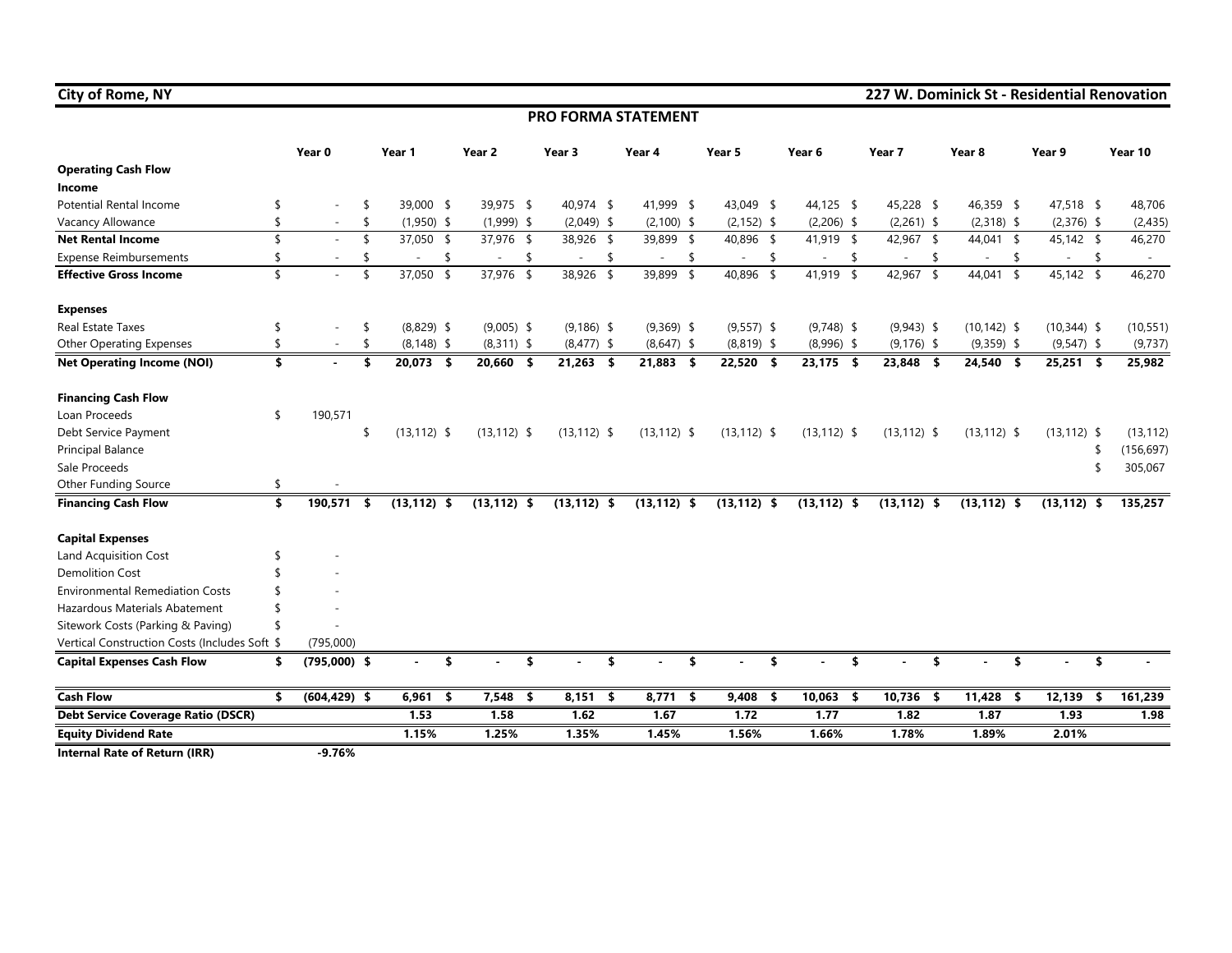**City of Romе, NY** | **227 W. Dominick St - Residential Renovation**

## PRO FORMA STATEMENT

| | Year 0 | Year 1 | Year 2 | Year 3 | Year 4 | Year 5 | Year 6 | Year 7 | Year 8 | Year 9 | Year 10 |
|---|---|---|---|---|---|---|---|---|---|---|---|
| **Operating Cash Flow** | | | | | | | | | | | |
| **Income** | | | | | | | | | | | |
| Potential Rental Income | $ - | $ 39,000 | $ 39,975 | $ 40,974 | $ 41,999 | $ 43,049 | $ 44,125 | $ 45,228 | $ 46,359 | $ 47,518 | $ 48,706 |
| Vacancy Allowance | $ - | $ (1,950) | $ (1,999) | $ (2,049) | $ (2,100) | $ (2,152) | $ (2,206) | $ (2,261) | $ (2,318) | $ (2,376) | $ (2,435) |
| **Net Rental Income** | $ - | $ 37,050 | $ 37,976 | $ 38,926 | $ 39,899 | $ 40,896 | $ 41,919 | $ 42,967 | $ 44,041 | $ 45,142 | $ 46,270 |
| Expense Reimbursements | $ - | $ - | $ - | $ - | $ - | $ - | $ - | $ - | $ - | $ - | $ - |
| **Effective Gross Income** | $ - | $ 37,050 | $ 37,976 | $ 38,926 | $ 39,899 | $ 40,896 | $ 41,919 | $ 42,967 | $ 44,041 | $ 45,142 | $ 46,270 |
| **Expenses** | | | | | | | | | | | |
| Real Estate Taxes | $ - | $ (8,829) | $ (9,005) | $ (9,186) | $ (9,369) | $ (9,557) | $ (9,748) | $ (9,943) | $ (10,142) | $ (10,344) | $ (10,551) |
| Other Operating Expenses | $ - | $ (8,148) | $ (8,311) | $ (8,477) | $ (8,647) | $ (8,819) | $ (8,996) | $ (9,176) | $ (9,359) | $ (9,547) | $ (9,737) |
| **Net Operating Income (NOI)** | **$ -** | **$ 20,073** | **$ 20,660** | **$ 21,263** | **$ 21,883** | **$ 22,520** | **$ 23,175** | **$ 23,848** | **$ 24,540** | **$ 25,251** | **$ 25,982** |
| **Financing Cash Flow** | | | | | | | | | | | |
| Loan Proceeds | $ 190,571 | | | | | | | | | | |
| Debt Service Payment | | $ (13,112) | $ (13,112) | $ (13,112) | $ (13,112) | $ (13,112) | $ (13,112) | $ (13,112) | $ (13,112) | $ (13,112) | $ (13,112) |
| Principal Balance | | | | | | | | | | | $ (156,697) |
| Sale Proceeds | | | | | | | | | | | $ 305,067 |
| Other Funding Source | $ - | | | | | | | | | | |
| **Financing Cash Flow** | **$ 190,571** | **$ (13,112)** | **$ (13,112)** | **$ (13,112)** | **$ (13,112)** | **$ (13,112)** | **$ (13,112)** | **$ (13,112)** | **$ (13,112)** | **$ (13,112)** | **$ 135,257** |
| **Capital Expenses** | | | | | | | | | | | |
| Land Acquisition Cost | $ - | | | | | | | | | | |
| Demolition Cost | $ - | | | | | | | | | | |
| Environmental Remediation Costs | $ - | | | | | | | | | | |
| Hazardous Materials Abatement | $ - | | | | | | | | | | |
| Sitework Costs (Parking & Paving) | $ - | | | | | | | | | | |
| Vertical Construction Costs (Includes Soft | $ (795,000) | | | | | | | | | | |
| **Capital Expenses Cash Flow** | **$ (795,000)** | **$ -** | **$ -** | **$ -** | **$ -** | **$ -** | **$ -** | **$ -** | **$ -** | **$ -** | **$ -** |
| **Cash Flow** | **$ (604,429)** | **$ 6,961** | **$ 7,548** | **$ 8,151** | **$ 8,771** | **$ 9,408** | **$ 10,063** | **$ 10,736** | **$ 11,428** | **$ 12,139** | **$ 161,239** |
| **Debt Service Coverage Ratio (DSCR)** | | **1.53** | **1.58** | **1.62** | **1.67** | **1.72** | **1.77** | **1.82** | **1.87** | **1.93** | **1.98** |
| **Equity Dividend Rate** | | **1.15%** | **1.25%** | **1.35%** | **1.45%** | **1.56%** | **1.66%** | **1.78%** | **1.89%** | **2.01%** | |
| **Internal Rate of Return (IRR)** | **-9.76%** | | | | | | | | | | |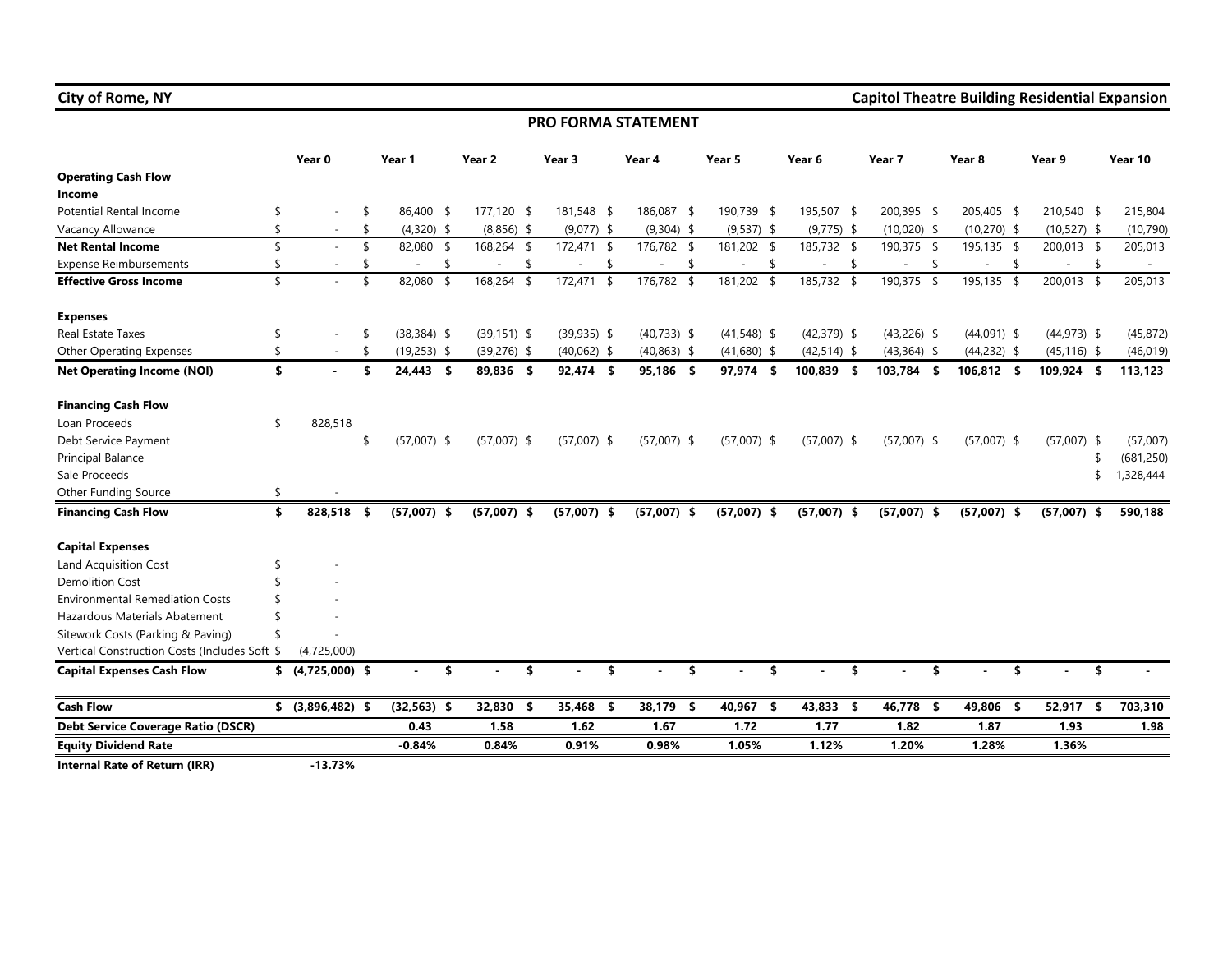**City of Rome, NY** — **Capitol Theatre Building Residential Expansion**

## PRO FORMA STATEMENT

| | Year 0 | Year 1 | Year 2 | Year 3 | Year 4 | Year 5 | Year 6 | Year 7 | Year 8 | Year 9 | Year 10 |
|---|---|---|---|---|---|---|---|---|---|---|---|
| **Operating Cash Flow** | | | | | | | | | | | |
| **Income** | | | | | | | | | | | |
| Potential Rental Income | $ - | $ 86,400 | $ 177,120 | $ 181,548 | $ 186,087 | $ 190,739 | $ 195,507 | $ 200,395 | $ 205,405 | $ 210,540 | $ 215,804 |
| Vacancy Allowance | $ - | $ (4,320) | $ (8,856) | $ (9,077) | $ (9,304) | $ (9,537) | $ (9,775) | $ (10,020) | $ (10,270) | $ (10,527) | $ (10,790) |
| **Net Rental Income** | $ - | $ 82,080 | $ 168,264 | $ 172,471 | $ 176,782 | $ 181,202 | $ 185,732 | $ 190,375 | $ 195,135 | $ 200,013 | $ 205,013 |
| Expense Reimbursements | $ - | $ - | $ - | $ - | $ - | $ - | $ - | $ - | $ - | $ - | $ - |
| **Effective Gross Income** | $ - | $ 82,080 | $ 168,264 | $ 172,471 | $ 176,782 | $ 181,202 | $ 185,732 | $ 190,375 | $ 195,135 | $ 200,013 | $ 205,013 |
| **Expenses** | | | | | | | | | | | |
| Real Estate Taxes | $ - | $ (38,384) | $ (39,151) | $ (39,935) | $ (40,733) | $ (41,548) | $ (42,379) | $ (43,226) | $ (44,091) | $ (44,973) | $ (45,872) |
| Other Operating Expenses | $ - | $ (19,253) | $ (39,276) | $ (40,062) | $ (40,863) | $ (41,680) | $ (42,514) | $ (43,364) | $ (44,232) | $ (45,116) | $ (46,019) |
| **Net Operating Income (NOI)** | **$ -** | **$ 24,443** | **$ 89,836** | **$ 92,474** | **$ 95,186** | **$ 97,974** | **$ 100,839** | **$ 103,784** | **$ 106,812** | **$ 109,924** | **$ 113,123** |
| **Financing Cash Flow** | | | | | | | | | | | |
| Loan Proceeds | $ 828,518 | | | | | | | | | | |
| Debt Service Payment | | $ (57,007) | $ (57,007) | $ (57,007) | $ (57,007) | $ (57,007) | $ (57,007) | $ (57,007) | $ (57,007) | $ (57,007) | $ (57,007) |
| Principal Balance | | | | | | | | | | | $ (681,250) |
| Sale Proceeds | | | | | | | | | | | $ 1,328,444 |
| Other Funding Source | $ - | | | | | | | | | | |
| **Financing Cash Flow** | **$ 828,518** | **$ (57,007)** | **$ (57,007)** | **$ (57,007)** | **$ (57,007)** | **$ (57,007)** | **$ (57,007)** | **$ (57,007)** | **$ (57,007)** | **$ (57,007)** | **$ 590,188** |
| **Capital Expenses** | | | | | | | | | | | |
| Land Acquisition Cost | $ - | | | | | | | | | | |
| Demolition Cost | $ - | | | | | | | | | | |
| Environmental Remediation Costs | $ - | | | | | | | | | | |
| Hazardous Materials Abatement | $ - | | | | | | | | | | |
| Sitework Costs (Parking & Paving) | $ - | | | | | | | | | | |
| Vertical Construction Costs (Includes Soft | $ (4,725,000) | | | | | | | | | | |
| **Capital Expenses Cash Flow** | **$ (4,725,000)** | **$ -** | **$ -** | **$ -** | **$ -** | **$ -** | **$ -** | **$ -** | **$ -** | **$ -** | **$ -** |
| **Cash Flow** | **$ (3,896,482)** | **$ (32,563)** | **$ 32,830** | **$ 35,468** | **$ 38,179** | **$ 40,967** | **$ 43,833** | **$ 46,778** | **$ 49,806** | **$ 52,917** | **$ 703,310** |
| **Debt Service Coverage Ratio (DSCR)** | | **0.43** | **1.58** | **1.62** | **1.67** | **1.72** | **1.77** | **1.82** | **1.87** | **1.93** | **1.98** |
| **Equity Dividend Rate** | | **-0.84%** | **0.84%** | **0.91%** | **0.98%** | **1.05%** | **1.12%** | **1.20%** | **1.28%** | **1.36%** | |
| **Internal Rate of Return (IRR)** | **-13.73%** | | | | | | | | | | |